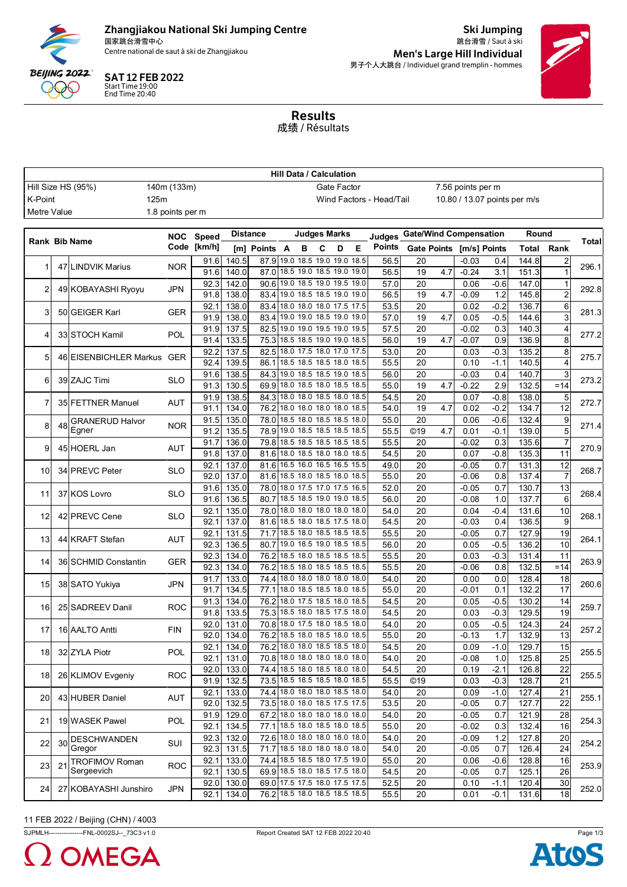Zhangjiakou National Ski Jumping Centre
国家跳台滑雪中心
Centre national de saut à ski de Zhangjiakou

**SAT 12 FEB 2022**
Start Time 19:00
End Time 20:40

**Ski Jumping**
跳台滑雪 / Saut à ski
**Men's Large Hill Individual**
男子个人大跳台 / Individuel grand tremplin - hommes

# Results
成绩 / Résultats

| Hill Data / Calculation | | | |
|---|---|---|---|
| Hill Size HS (95%) | 140m (133m) | Gate Factor | 7.56 points per m |
| K-Point | 125m | Wind Factors - Head/Tail | 10.80 / 13.07 points per m/s |
| Metre Value | 1.8 points per m | | |

| Rank | Bib | Name | NOC Code | Speed [km/h] | Distance [m] | Distance Points | A | B | C | D | E | Judges Points | Gate | Gate Points | [m/s] | Wind Points | Round Total | Round Rank | Total |
|---|---|---|---|---|---|---|---|---|---|---|---|---|---|---|---|---|---|---|---|
| 1 | 47 | LINDVIK Marius | NOR | 91.6 | 140.5 | 87.9 | 19.0 | 18.5 | 19.0 | 19.0 | 18.5 | 56.5 | 20 | | -0.03 | 0.4 | 144.8 | 2 | 296.1 |
| | | | | 91.6 | 140.0 | 87.0 | 18.5 | 19.0 | 18.5 | 19.0 | 19.0 | 56.5 | 19 | 4.7 | -0.24 | 3.1 | 151.3 | 1 | |
| 2 | 49 | KOBAYASHI Ryoyu | JPN | 92.3 | 142.0 | 90.6 | 19.0 | 18.5 | 19.0 | 19.5 | 19.0 | 57.0 | 20 | | 0.06 | -0.6 | 147.0 | 1 | 292.8 |
| | | | | 91.8 | 138.0 | 83.4 | 19.0 | 18.5 | 18.5 | 19.0 | 19.0 | 56.5 | 19 | 4.7 | -0.09 | 1.2 | 145.8 | 2 | |
| 3 | 50 | GEIGER Karl | GER | 92.1 | 138.0 | 83.4 | 18.0 | 18.0 | 18.0 | 17.5 | 17.5 | 53.5 | 20 | | 0.02 | -0.2 | 136.7 | 6 | 281.3 |
| | | | | 91.9 | 138.0 | 83.4 | 19.0 | 19.0 | 18.5 | 19.0 | 19.0 | 57.0 | 19 | 4.7 | 0.05 | -0.5 | 144.6 | 3 | |
| 4 | 33 | STOCH Kamil | POL | 91.9 | 137.5 | 82.5 | 19.0 | 19.0 | 19.5 | 19.0 | 19.5 | 57.5 | 20 | | -0.02 | 0.3 | 140.3 | 4 | 277.2 |
| | | | | 91.4 | 133.5 | 75.3 | 18.5 | 18.5 | 19.0 | 19.0 | 18.5 | 56.0 | 19 | 4.7 | -0.07 | 0.9 | 136.9 | 8 | |
| 5 | 46 | EISENBICHLER Markus | GER | 92.2 | 137.5 | 82.5 | 18.0 | 17.5 | 18.0 | 17.0 | 17.5 | 53.0 | 20 | | 0.03 | -0.3 | 135.2 | 8 | 275.7 |
| | | | | 92.4 | 139.5 | 86.1 | 18.5 | 18.5 | 18.5 | 18.0 | 18.5 | 55.5 | 20 | | 0.10 | -1.1 | 140.5 | 4 | |
| 6 | 39 | ZAJC Timi | SLO | 91.6 | 138.5 | 84.3 | 19.0 | 18.5 | 18.5 | 19.0 | 18.5 | 56.0 | 20 | | -0.03 | 0.4 | 140.7 | 3 | 273.2 |
| | | | | 91.3 | 130.5 | 69.9 | 18.0 | 18.5 | 18.0 | 18.5 | 18.5 | 55.0 | 19 | 4.7 | -0.22 | 2.9 | 132.5 | =14 | |
| 7 | 35 | FETTNER Manuel | AUT | 91.9 | 138.5 | 84.3 | 18.0 | 18.0 | 18.5 | 18.0 | 18.5 | 54.5 | 20 | | 0.07 | -0.8 | 138.0 | 5 | 272.7 |
| | | | | 91.1 | 134.0 | 76.2 | 18.0 | 18.0 | 18.0 | 18.0 | 18.5 | 54.0 | 19 | 4.7 | 0.02 | -0.2 | 134.7 | 12 | |
| 8 | 48 | GRANERUD Halvor Egner | NOR | 91.5 | 135.0 | 78.0 | 18.5 | 18.0 | 18.5 | 18.5 | 18.0 | 55.0 | 20 | | 0.06 | -0.6 | 132.4 | 9 | 271.4 |
| | | | | 91.2 | 135.5 | 78.9 | 19.0 | 18.5 | 18.5 | 18.5 | 18.5 | 55.5 | ©19 | 4.7 | 0.01 | -0.1 | 139.0 | 5 | |
| 9 | 45 | HOERL Jan | AUT | 91.7 | 136.0 | 79.8 | 18.5 | 18.5 | 18.5 | 18.5 | 18.5 | 55.5 | 20 | | -0.02 | 0.3 | 135.6 | 7 | 270.9 |
| | | | | 91.8 | 137.0 | 81.6 | 18.0 | 18.5 | 18.0 | 18.0 | 18.5 | 54.5 | 20 | | 0.07 | -0.8 | 135.3 | 11 | |
| 10 | 34 | PREVC Peter | SLO | 92.1 | 137.0 | 81.6 | 16.5 | 16.0 | 16.5 | 16.5 | 15.5 | 49.0 | 20 | | -0.05 | 0.7 | 131.3 | 12 | 268.7 |
| | | | | 92.0 | 137.0 | 81.6 | 18.5 | 18.5 | 18.5 | 18.0 | 18.5 | 55.0 | 20 | | -0.06 | 0.8 | 137.4 | 7 | |
| 11 | 37 | KOS Lovro | SLO | 91.6 | 135.0 | 78.0 | 18.0 | 17.5 | 17.0 | 17.5 | 16.5 | 52.0 | 20 | | -0.05 | 0.7 | 130.7 | 13 | 268.4 |
| | | | | 91.6 | 136.5 | 80.7 | 18.5 | 18.5 | 19.0 | 19.0 | 18.5 | 56.0 | 20 | | -0.08 | 1.0 | 137.7 | 6 | |
| 12 | 42 | PREVC Cene | SLO | 92.1 | 135.0 | 78.0 | 18.0 | 18.0 | 18.0 | 18.0 | 18.0 | 54.0 | 20 | | 0.04 | -0.4 | 131.6 | 10 | 268.1 |
| | | | | 92.1 | 137.0 | 81.6 | 18.5 | 18.0 | 18.5 | 17.5 | 18.0 | 54.5 | 20 | | -0.03 | 0.4 | 136.5 | 9 | |
| 13 | 44 | KRAFT Stefan | AUT | 92.1 | 131.5 | 71.7 | 18.5 | 18.0 | 18.5 | 18.5 | 18.5 | 55.5 | 20 | | -0.05 | 0.7 | 127.9 | 19 | 264.1 |
| | | | | 92.3 | 136.5 | 80.7 | 19.0 | 18.5 | 19.0 | 18.5 | 18.5 | 56.0 | 20 | | 0.05 | -0.5 | 136.2 | 10 | |
| 14 | 36 | SCHMID Constantin | GER | 92.3 | 134.0 | 76.2 | 18.5 | 18.0 | 18.5 | 18.5 | 18.5 | 55.5 | 20 | | 0.03 | -0.3 | 131.4 | 11 | 263.9 |
| | | | | 92.3 | 134.0 | 76.2 | 18.5 | 18.5 | 18.5 | 18.5 | 18.5 | 55.5 | 20 | | -0.06 | 0.8 | 132.5 | =14 | |
| 15 | 38 | SATO Yukiya | JPN | 91.7 | 133.0 | 74.4 | 18.0 | 18.0 | 18.0 | 18.0 | 18.0 | 54.0 | 20 | | 0.00 | 0.0 | 128.4 | 18 | 260.6 |
| | | | | 91.7 | 134.5 | 77.1 | 18.0 | 18.5 | 18.5 | 18.0 | 18.5 | 55.0 | 20 | | -0.01 | 0.1 | 132.2 | 17 | |
| 16 | 25 | SADREEV Danil | ROC | 91.3 | 134.0 | 76.2 | 18.0 | 17.5 | 18.5 | 18.0 | 18.5 | 54.5 | 20 | | 0.05 | -0.5 | 130.2 | 14 | 259.7 |
| | | | | 91.8 | 133.5 | 75.3 | 18.5 | 18.0 | 18.5 | 17.5 | 18.0 | 54.5 | 20 | | 0.03 | -0.3 | 129.5 | 19 | |
| 17 | 16 | AALTO Antti | FIN | 92.0 | 131.0 | 70.8 | 18.0 | 17.5 | 18.0 | 18.5 | 18.0 | 54.0 | 20 | | 0.05 | -0.5 | 124.3 | 24 | 257.2 |
| | | | | 92.0 | 134.0 | 76.2 | 18.5 | 18.5 | 18.5 | 18.0 | 18.5 | 55.0 | 20 | | -0.13 | 1.7 | 132.9 | 13 | |
| 18 | 32 | ZYLA Piotr | POL | 92.1 | 134.0 | 76.2 | 18.0 | 18.0 | 18.5 | 18.5 | 18.0 | 54.5 | 20 | | 0.09 | -1.0 | 129.7 | 15 | 255.5 |
| | | | | 92.1 | 131.0 | 70.8 | 18.0 | 18.0 | 18.0 | 18.0 | 18.0 | 54.0 | 20 | | -0.08 | 1.0 | 125.8 | 25 | |
| 18 | 26 | KLIMOV Evgeniy | ROC | 92.0 | 133.0 | 74.4 | 18.5 | 18.0 | 18.5 | 18.0 | 18.0 | 54.5 | 20 | | 0.19 | -2.1 | 126.8 | 22 | 255.5 |
| | | | | 91.9 | 132.5 | 73.5 | 18.5 | 18.5 | 18.5 | 18.0 | 18.5 | 55.5 | ©19 | | 0.03 | -0.3 | 128.7 | 21 | |
| 20 | 43 | HUBER Daniel | AUT | 92.1 | 133.0 | 74.4 | 18.0 | 18.0 | 18.0 | 18.5 | 18.0 | 54.0 | 20 | | 0.09 | -1.0 | 127.4 | 21 | 255.1 |
| | | | | 92.0 | 132.5 | 73.5 | 18.0 | 18.0 | 18.5 | 17.5 | 17.5 | 53.5 | 20 | | -0.05 | 0.7 | 127.7 | 22 | |
| 21 | 19 | WASEK Pawel | POL | 91.9 | 129.0 | 67.2 | 18.0 | 18.0 | 18.0 | 18.0 | 18.0 | 54.0 | 20 | | -0.05 | 0.7 | 121.9 | 28 | 254.3 |
| | | | | 92.1 | 134.5 | 77.1 | 18.5 | 18.0 | 18.5 | 18.0 | 18.5 | 55.0 | 20 | | -0.02 | 0.3 | 132.4 | 16 | |
| 22 | 30 | DESCHWANDEN Gregor | SUI | 92.3 | 132.0 | 72.6 | 18.0 | 18.0 | 18.0 | 18.0 | 18.0 | 54.0 | 20 | | -0.09 | 1.2 | 127.8 | 20 | 254.2 |
| | | | | 92.3 | 131.5 | 71.7 | 18.5 | 18.0 | 18.0 | 18.0 | 18.0 | 54.0 | 20 | | -0.05 | 0.7 | 126.4 | 24 | |
| 23 | 21 | TROFIMOV Roman Sergeevich | ROC | 92.1 | 133.0 | 74.4 | 18.5 | 18.5 | 18.0 | 17.5 | 19.0 | 55.0 | 20 | | 0.06 | -0.6 | 128.8 | 16 | 253.9 |
| | | | | 92.1 | 130.5 | 69.9 | 18.5 | 18.0 | 18.5 | 17.5 | 18.0 | 54.5 | 20 | | -0.05 | 0.7 | 125.1 | 26 | |
| 24 | 27 | KOBAYASHI Junshiro | JPN | 92.0 | 130.0 | 69.0 | 17.5 | 17.5 | 18.0 | 17.5 | 17.5 | 52.5 | 20 | | 0.10 | -1.1 | 120.4 | 30 | 252.0 |
| | | | | 92.1 | 134.0 | 76.2 | 18.5 | 18.0 | 18.5 | 18.5 | 18.5 | 55.5 | 20 | | 0.01 | -0.1 | 131.6 | 18 | |

11 FEB 2022 / Beijing (CHN) / 4003

SJPMLH----------------FNL-0002SJ--_73C3 v1.0 Report Created SAT 12 FEB 2022 20:40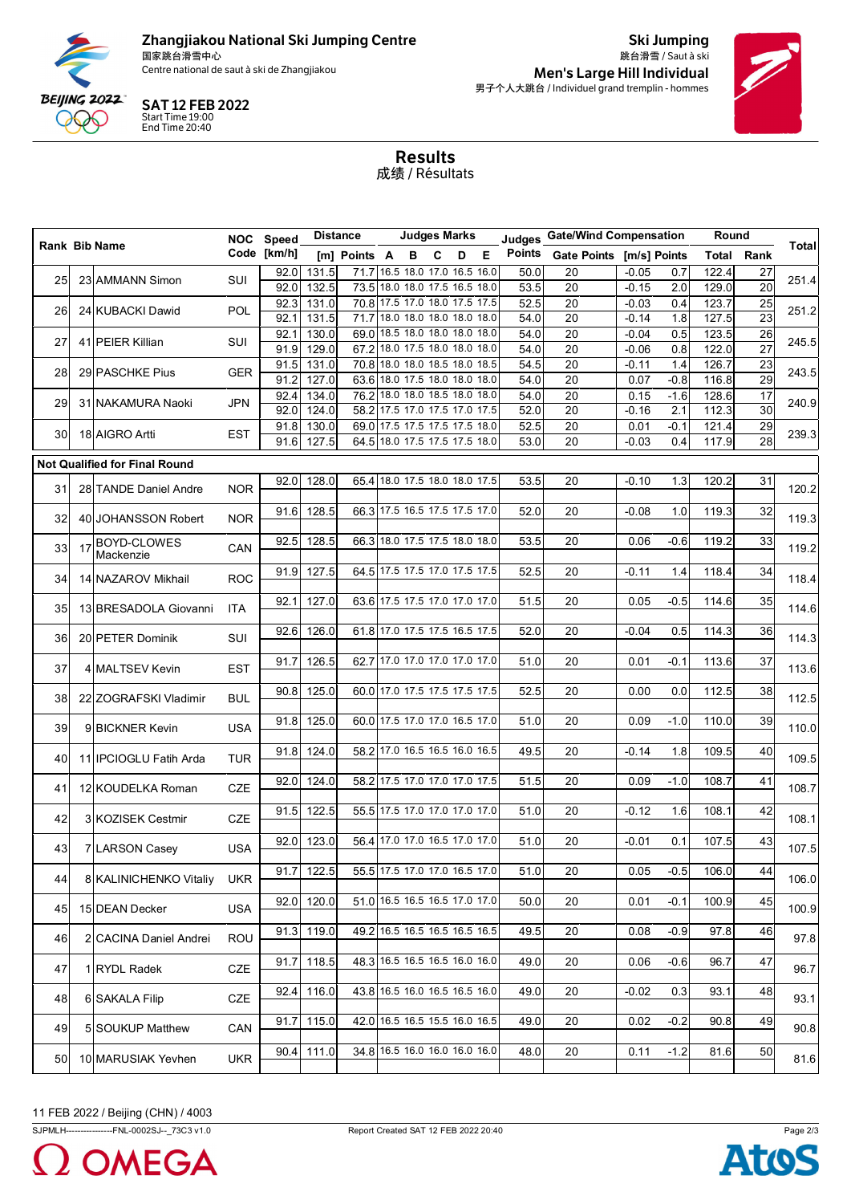**Zhangjiakou National Ski Jumping Centre**
国家跳台滑雪中心
Centre national de saut à ski de Zhangjiakou

**SAT 12 FEB 2022**
Start Time 19:00
End Time 20:40

**Ski Jumping**
跳台滑雪 / Saut à ski

**Men's Large Hill Individual**
男子个人大跳台 / Individuel grand tremplin - hommes

# Results
成绩 / Résultats

| Rank | Bib | Name | NOC Code | Speed [km/h] | Distance [m] | Distance Points | A | B | C | D | E | Judges Points | Gate | Gate Points | Wind [m/s] | Wind Points | Round Total | Round Rank | Total |
|---|---|---|---|---|---|---|---|---|---|---|---|---|---|---|---|---|---|---|---|
| 25 | 23 | AMMANN Simon | SUI | 92.0 | 131.5 | 71.7 | 16.5 | 18.0 | 17.0 | 16.5 | 16.0 | 50.0 | 20 | | -0.05 | 0.7 | 122.4 | 27 | 251.4 |
| | | | | 92.0 | 132.5 | 73.5 | 18.0 | 18.0 | 17.5 | 16.5 | 18.0 | 53.5 | 20 | | -0.15 | 2.0 | 129.0 | 20 | |
| 26 | 24 | KUBACKI Dawid | POL | 92.3 | 131.0 | 70.8 | 17.5 | 17.0 | 18.0 | 17.5 | 17.5 | 52.5 | 20 | | -0.03 | 0.4 | 123.7 | 25 | 251.2 |
| | | | | 92.1 | 131.5 | 71.7 | 18.0 | 18.0 | 18.0 | 18.0 | 18.0 | 54.0 | 20 | | -0.14 | 1.8 | 127.5 | 23 | |
| 27 | 41 | PEIER Killian | SUI | 92.1 | 130.0 | 69.0 | 18.5 | 18.0 | 18.0 | 18.0 | 18.0 | 54.0 | 20 | | -0.04 | 0.5 | 123.5 | 26 | 245.5 |
| | | | | 91.9 | 129.0 | 67.2 | 18.0 | 17.5 | 18.0 | 18.0 | 18.0 | 54.0 | 20 | | -0.06 | 0.8 | 122.0 | 27 | |
| 28 | 29 | PASCHKE Pius | GER | 91.5 | 131.0 | 70.8 | 18.0 | 18.0 | 18.5 | 18.0 | 18.5 | 54.5 | 20 | | -0.11 | 1.4 | 126.7 | 23 | 243.5 |
| | | | | 91.2 | 127.0 | 63.6 | 18.0 | 17.5 | 18.0 | 18.0 | 18.0 | 54.0 | 20 | | 0.07 | -0.8 | 116.8 | 29 | |
| 29 | 31 | NAKAMURA Naoki | JPN | 92.4 | 134.0 | 76.2 | 18.0 | 18.0 | 18.5 | 18.0 | 18.0 | 54.0 | 20 | | 0.15 | -1.6 | 128.6 | 17 | 240.9 |
| | | | | 92.0 | 124.0 | 58.2 | 17.5 | 17.0 | 17.5 | 17.0 | 17.5 | 52.0 | 20 | | -0.16 | 2.1 | 112.3 | 30 | |
| 30 | 18 | AIGRO Artti | EST | 91.8 | 130.0 | 69.0 | 17.5 | 17.5 | 17.5 | 17.5 | 18.0 | 52.5 | 20 | | 0.01 | -0.1 | 121.4 | 29 | 239.3 |
| | | | | 91.6 | 127.5 | 64.5 | 18.0 | 17.5 | 17.5 | 17.5 | 18.0 | 53.0 | 20 | | -0.03 | 0.4 | 117.9 | 28 | |
| **Not Qualified for Final Round** | | | | | | | | | | | | | | | | | | | |
| 31 | 28 | TANDE Daniel Andre | NOR | 92.0 | 128.0 | 65.4 | 18.0 | 17.5 | 18.0 | 18.0 | 17.5 | 53.5 | 20 | | -0.10 | 1.3 | 120.2 | 31 | 120.2 |
| 32 | 40 | JOHANSSON Robert | NOR | 91.6 | 128.5 | 66.3 | 17.5 | 16.5 | 17.5 | 17.5 | 17.0 | 52.0 | 20 | | -0.08 | 1.0 | 119.3 | 32 | 119.3 |
| 33 | 17 | BOYD-CLOWES Mackenzie | CAN | 92.5 | 128.5 | 66.3 | 18.0 | 17.5 | 17.5 | 18.0 | 18.0 | 53.5 | 20 | | 0.06 | -0.6 | 119.2 | 33 | 119.2 |
| 34 | 14 | NAZAROV Mikhail | ROC | 91.9 | 127.5 | 64.5 | 17.5 | 17.5 | 17.0 | 17.5 | 17.5 | 52.5 | 20 | | -0.11 | 1.4 | 118.4 | 34 | 118.4 |
| 35 | 13 | BRESADOLA Giovanni | ITA | 92.1 | 127.0 | 63.6 | 17.5 | 17.5 | 17.0 | 17.0 | 17.0 | 51.5 | 20 | | 0.05 | -0.5 | 114.6 | 35 | 114.6 |
| 36 | 20 | PETER Dominik | SUI | 92.6 | 126.0 | 61.8 | 17.0 | 17.5 | 17.5 | 16.5 | 17.5 | 52.0 | 20 | | -0.04 | 0.5 | 114.3 | 36 | 114.3 |
| 37 | 4 | MALTSEV Kevin | EST | 91.7 | 126.5 | 62.7 | 17.0 | 17.0 | 17.0 | 17.0 | 17.0 | 51.0 | 20 | | 0.01 | -0.1 | 113.6 | 37 | 113.6 |
| 38 | 22 | ZOGRAFSKI Vladimir | BUL | 90.8 | 125.0 | 60.0 | 17.0 | 17.5 | 17.5 | 17.5 | 17.5 | 52.5 | 20 | | 0.00 | 0.0 | 112.5 | 38 | 112.5 |
| 39 | 9 | BICKNER Kevin | USA | 91.8 | 125.0 | 60.0 | 17.5 | 17.0 | 17.0 | 16.5 | 17.0 | 51.0 | 20 | | 0.09 | -1.0 | 110.0 | 39 | 110.0 |
| 40 | 11 | IPCIOGLU Fatih Arda | TUR | 91.8 | 124.0 | 58.2 | 17.0 | 16.5 | 16.5 | 16.0 | 16.5 | 49.5 | 20 | | -0.14 | 1.8 | 109.5 | 40 | 109.5 |
| 41 | 12 | KOUDELKA Roman | CZE | 92.0 | 124.0 | 58.2 | 17.5 | 17.0 | 17.0 | 17.0 | 17.5 | 51.5 | 20 | | 0.09 | -1.0 | 108.7 | 41 | 108.7 |
| 42 | 3 | KOZISEK Cestmir | CZE | 91.5 | 122.5 | 55.5 | 17.5 | 17.0 | 17.0 | 17.0 | 17.0 | 51.0 | 20 | | -0.12 | 1.6 | 108.1 | 42 | 108.1 |
| 43 | 7 | LARSON Casey | USA | 92.0 | 123.0 | 56.4 | 17.0 | 17.0 | 16.5 | 17.0 | 17.0 | 51.0 | 20 | | -0.01 | 0.1 | 107.5 | 43 | 107.5 |
| 44 | 8 | KALINICHENKO Vitaliy | UKR | 91.7 | 122.5 | 55.5 | 17.5 | 17.0 | 17.0 | 16.5 | 17.0 | 51.0 | 20 | | 0.05 | -0.5 | 106.0 | 44 | 106.0 |
| 45 | 15 | DEAN Decker | USA | 92.0 | 120.0 | 51.0 | 16.5 | 16.5 | 16.5 | 17.0 | 17.0 | 50.0 | 20 | | 0.01 | -0.1 | 100.9 | 45 | 100.9 |
| 46 | 2 | CACINA Daniel Andrei | ROU | 91.3 | 119.0 | 49.2 | 16.5 | 16.5 | 16.5 | 16.5 | 16.5 | 49.5 | 20 | | 0.08 | -0.9 | 97.8 | 46 | 97.8 |
| 47 | 1 | RYDL Radek | CZE | 91.7 | 118.5 | 48.3 | 16.5 | 16.5 | 16.5 | 16.0 | 16.0 | 49.0 | 20 | | 0.06 | -0.6 | 96.7 | 47 | 96.7 |
| 48 | 6 | SAKALA Filip | CZE | 92.4 | 116.0 | 43.8 | 16.5 | 16.0 | 16.5 | 16.5 | 16.0 | 49.0 | 20 | | -0.02 | 0.3 | 93.1 | 48 | 93.1 |
| 49 | 5 | SOUKUP Matthew | CAN | 91.7 | 115.0 | 42.0 | 16.5 | 16.5 | 15.5 | 16.0 | 16.5 | 49.0 | 20 | | 0.02 | -0.2 | 90.8 | 49 | 90.8 |
| 50 | 10 | MARUSIAK Yevhen | UKR | 90.4 | 111.0 | 34.8 | 16.5 | 16.0 | 16.0 | 16.0 | 16.0 | 48.0 | 20 | | 0.11 | -1.2 | 81.6 | 50 | 81.6 |

11 FEB 2022 / Beijing (CHN) / 4003

SJPMLH---------------FNL-0002SJ--_73C3 v1.0 — Report Created SAT 12 FEB 2022 20:40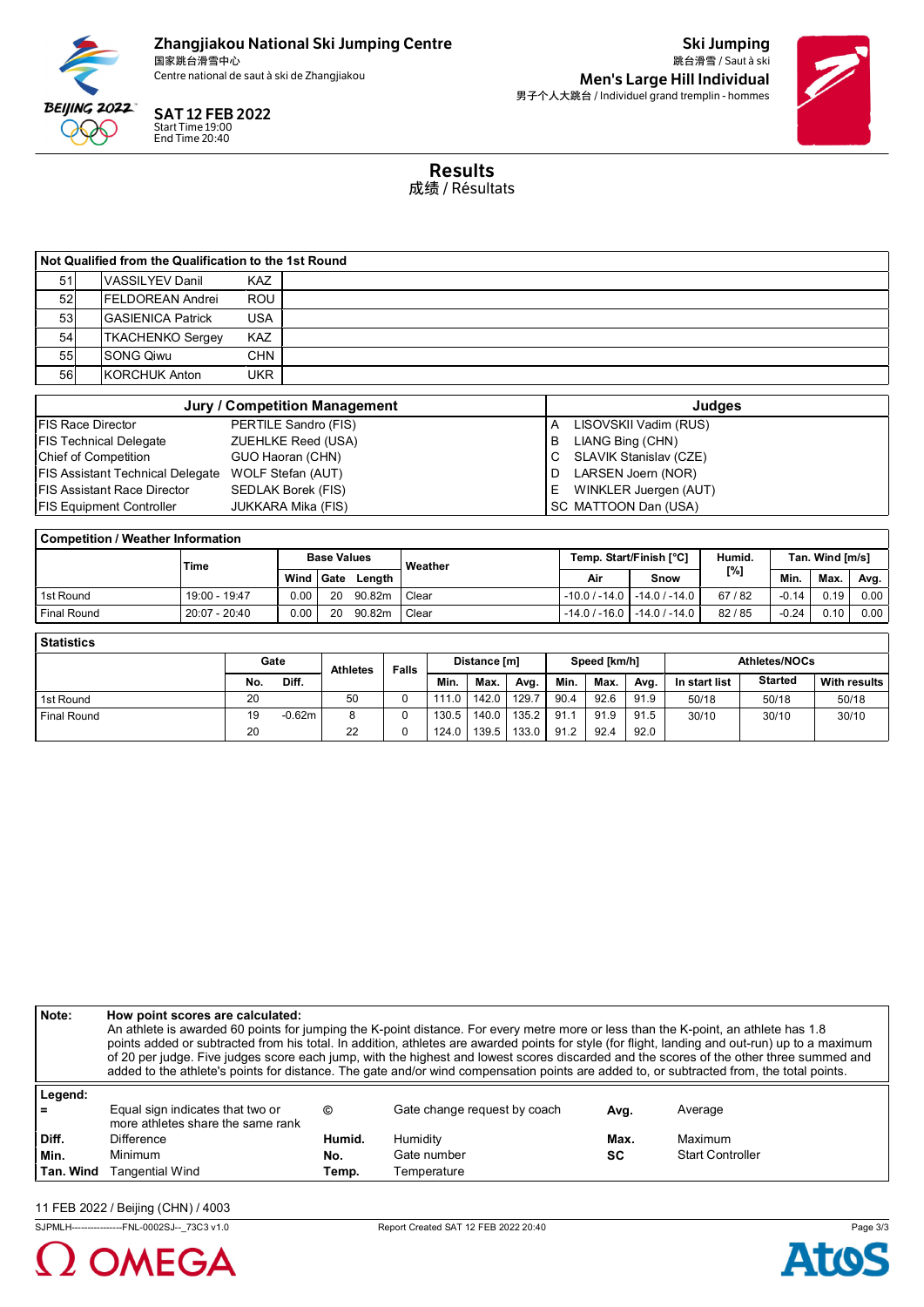# Zhangjiakou National Ski Jumping Centre
国家跳台滑雪中心
Centre national de saut à ski de Zhangjiakou

**SAT 12 FEB 2022**
Start Time 19:00
End Time 20:40

**Ski Jumping**
跳台滑雪 / Saut à ski

**Men's Large Hill Individual**
男子个人大跳台 / Individuel grand tremplin - hommes

## Results
成绩 / Résultats

| Not Qualified from the Qualification to the 1st Round | | |
|---|---|---|
| 51 | VASSILYEV Danil | KAZ |
| 52 | FELDOREAN Andrei | ROU |
| 53 | GASIENICA Patrick | USA |
| 54 | TKACHENKO Sergey | KAZ |
| 55 | SONG Qiwu | CHN |
| 56 | KORCHUK Anton | UKR |

| Jury / Competition Management | | Judges | |
|---|---|---|---|
| FIS Race Director | PERTILE Sandro (FIS) | A | LISOVSKII Vadim (RUS) |
| FIS Technical Delegate | ZUEHLKE Reed (USA) | B | LIANG Bing (CHN) |
| Chief of Competition | GUO Haoran (CHN) | C | SLAVIK Stanislav (CZE) |
| FIS Assistant Technical Delegate | WOLF Stefan (AUT) | D | LARSEN Joern (NOR) |
| FIS Assistant Race Director | SEDLAK Borek (FIS) | E | WINKLER Juergen (AUT) |
| FIS Equipment Controller | JUKKARA Mika (FIS) | SC | MATTOON Dan (USA) |

**Competition / Weather Information**

| | Time | Base Values | | | Weather | Temp. Start/Finish [°C] | | Humid. [%] | Tan. Wind [m/s] | | |
|---|---|---|---|---|---|---|---|---|---|---|---|
| | | Wind | Gate | Length | | Air | Snow | | Min. | Max. | Avg. |
| 1st Round | 19:00 - 19:47 | 0.00 | 20 | 90.82m | Clear | -10.0 / -14.0 | -14.0 / -14.0 | 67 / 82 | -0.14 | 0.19 | 0.00 |
| Final Round | 20:07 - 20:40 | 0.00 | 20 | 90.82m | Clear | -14.0 / -16.0 | -14.0 / -14.0 | 82 / 85 | -0.24 | 0.10 | 0.00 |

**Statistics**

| | Gate | | Athletes | Falls | Distance [m] | | | Speed [km/h] | | | Athletes/NOCs | | |
|---|---|---|---|---|---|---|---|---|---|---|---|---|---|
| | No. | Diff. | | | Min. | Max. | Avg. | Min. | Max. | Avg. | In start list | Started | With results |
| 1st Round | 20 | | 50 | 0 | 111.0 | 142.0 | 129.7 | 90.4 | 92.6 | 91.9 | 50/18 | 50/18 | 50/18 |
| Final Round | 19 | -0.62m | 8 | 0 | 130.5 | 140.0 | 135.2 | 91.1 | 91.9 | 91.5 | 30/10 | 30/10 | 30/10 |
| | 20 | | 22 | 0 | 124.0 | 139.5 | 133.0 | 91.2 | 92.4 | 92.0 | | | |

**Note:** **How point scores are calculated:**
An athlete is awarded 60 points for jumping the K-point distance. For every metre more or less than the K-point, an athlete has 1.8 points added or subtracted from his total. In addition, athletes are awarded points for style (for flight, landing and out-run) up to a maximum of 20 per judge. Five judges score each jump, with the highest and lowest scores discarded and the scores of the other three summed and added to the athlete's points for distance. The gate and/or wind compensation points are added to, or subtracted from, the total points.

**Legend:**

| | | | | | |
|---|---|---|---|---|---|
| **=** | Equal sign indicates that two or more athletes share the same rank | © | Gate change request by coach | **Avg.** | Average |
| **Diff.** | Difference | **Humid.** | Humidity | **Max.** | Maximum |
| **Min.** | Minimum | **No.** | Gate number | **SC** | Start Controller |
| **Tan. Wind** | Tangential Wind | **Temp.** | Temperature | | |

11 FEB 2022 / Beijing (CHN) / 4003

SJPMLH----------------FNL-0002SJ--_73C3 v1.0 Report Created SAT 12 FEB 2022 20:40